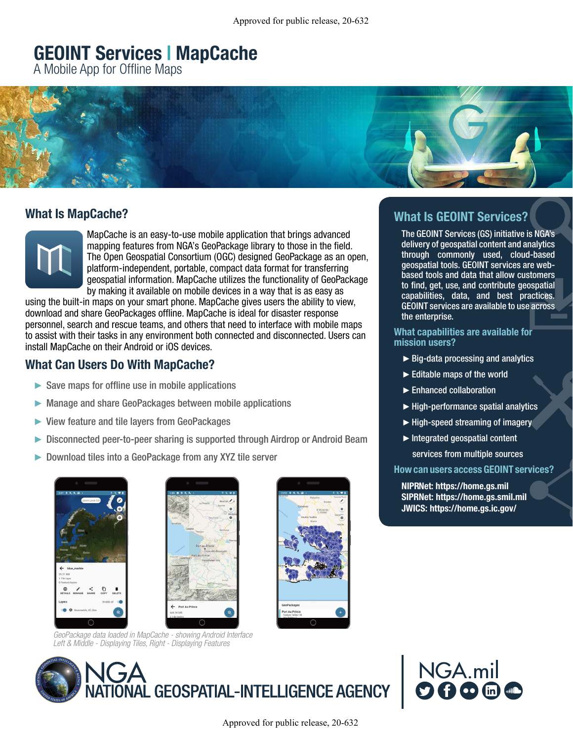# GEOINT Services | MapCache

A Mobile App for Offline Maps

## What Is MapCache?

MapCache is an easy-to-use mobile application that brings advanced mapping features from NGA's GeoPackage library to those in the field. The Open Geospatial Consortium (OGC) designed GeoPackage as an open, platform-independent, portable, compact data format for transferring geospatial information. MapCache utilizes the functionality of GeoPackage by making it available on mobile devices in a way that is as easy as using the built-in maps on your smart phone. MapCache gives users the ability to view, download and share GeoPackages offline. MapCache is ideal for disaster response personnel, search and rescue teams, and others that need to interface with mobile maps to assist with their tasks in any environment both connected and disconnected. Users can install MapCache on their Android or iOS devices.

## What Can Users Do With MapCache?

- Save maps for offline use in mobile applications
- Manage and share GeoPackages between mobile applications
- View feature and tile layers from GeoPackages
- Disconnected peer-to-peer sharing is supported through Airdrop or Android Beam
- Download tiles into a GeoPackage from any XYZ tile server

*GeoPackage data loaded in MapCache - showing Android Interface*
*Left & Middle - Displaying Tiles, Right - Displaying Features*

## What Is GEOINT Services?

The GEOINT Services (GS) initiative is NGA's delivery of geospatial content and analytics through commonly used, cloud-based geospatial tools. GEOINT services are web-based tools and data that allow customers to find, get, use, and contribute geospatial capabilities, data, and best practices. GEOINT services are available to use across the enterprise.

### What capabilities are available for mission users?

- Big-data processing and analytics
- Editable maps of the world
- Enhanced collaboration
- High-performance spatial analytics
- High-speed streaming of imagery
- Integrated geospatial content services from multiple sources

### How can users access GEOINT services?

**NIPRNet: https://home.gs.mil**
**SIPRNet: https://home.gs.smil.mil**
**JWICS: https://home.gs.ic.gov/**

NGA
NATIONAL GEOSPATIAL-INTELLIGENCE AGENCY

NGA.mil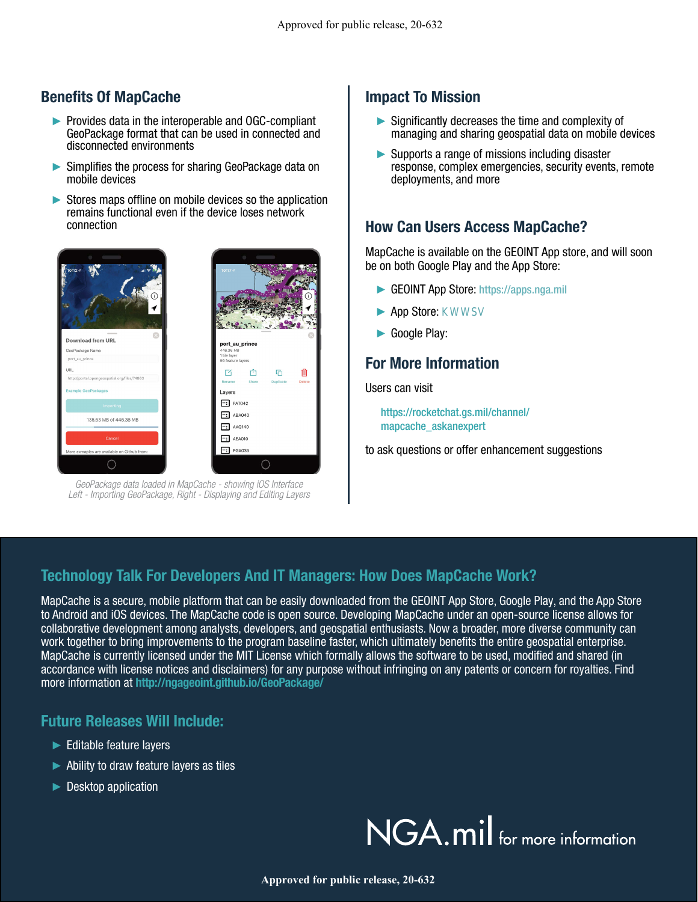## Benefits Of MapCache

- Provides data in the interoperable and OGC-compliant GeoPackage format that can be used in connected and disconnected environments
- Simplifies the process for sharing GeoPackage data on mobile devices
- Stores maps offline on mobile devices so the application remains functional even if the device loses network connection

*GeoPackage data loaded in MapCache - showing iOS Interface*
*Left - Importing GeoPackage, Right - Displaying and Editing Layers*

## Impact To Mission

- Significantly decreases the time and complexity of managing and sharing geospatial data on mobile devices
- Supports a range of missions including disaster response, complex emergencies, security events, remote deployments, and more

## How Can Users Access MapCache?

MapCache is available on the GEOINT App store, and will soon be on both Google Play and the App Store:

- GEOINT App Store: https://apps.nga.mil
- App Store: K W W S V
- Google Play:

## For More Information

Users can visit

https://rocketchat.gs.mil/channel/mapcache_askanexpert

to ask questions or offer enhancement suggestions

## Technology Talk For Developers And IT Managers: How Does MapCache Work?

MapCache is a secure, mobile platform that can be easily downloaded from the GEOINT App Store, Google Play, and the App Store to Android and iOS devices. The MapCache code is open source. Developing MapCache under an open-source license allows for collaborative development among analysts, developers, and geospatial enthusiasts. Now a broader, more diverse community can work together to bring improvements to the program baseline faster, which ultimately benefits the entire geospatial enterprise. MapCache is currently licensed under the MIT License which formally allows the software to be used, modified and shared (in accordance with license notices and disclaimers) for any purpose without infringing on any patents or concern for royalties. Find more information at **http://ngageoint.github.io/GeoPackage/**

## Future Releases Will Include:

- Editable feature layers
- Ability to draw feature layers as tiles
- Desktop application

NGA.mil for more information

**Approved for public release, 20-632**